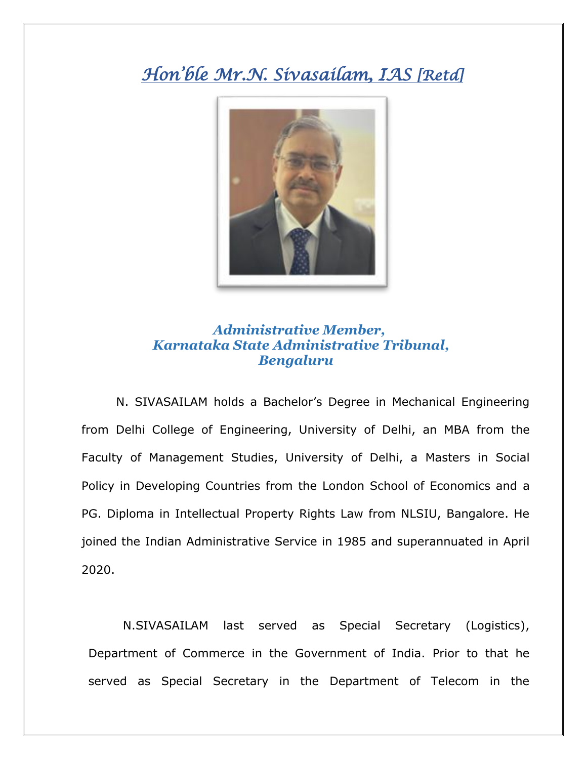# *Hon'ble Mr.N. Sivasailam, IAS [Retd]*

***Administrative Member,***
***Karnataka State Administrative Tribunal,***
***Bengaluru***

N. SIVASAILAM holds a Bachelor's Degree in Mechanical Engineering from Delhi College of Engineering, University of Delhi, an MBA from the Faculty of Management Studies, University of Delhi, a Masters in Social Policy in Developing Countries from the London School of Economics and a PG. Diploma in Intellectual Property Rights Law from NLSIU, Bangalore. He joined the Indian Administrative Service in 1985 and superannuated in April 2020.

N.SIVASAILAM last served as Special Secretary (Logistics), Department of Commerce in the Government of India. Prior to that he served as Special Secretary in the Department of Telecom in the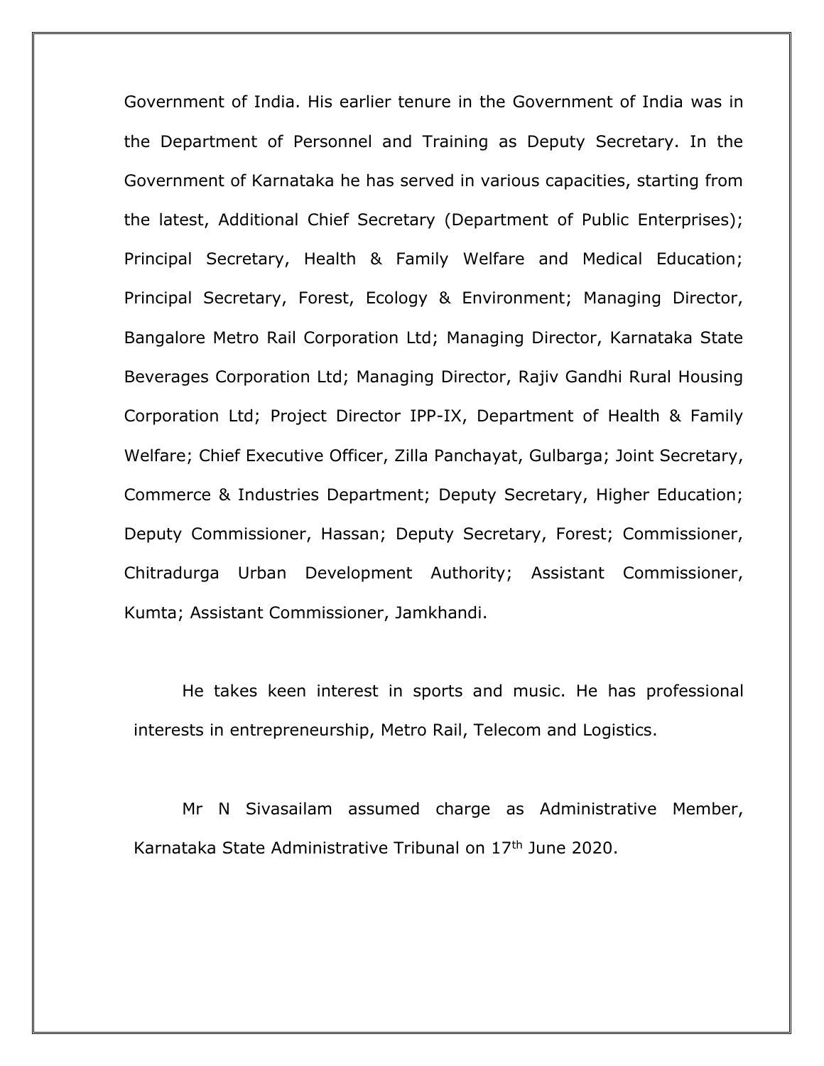Government of India. His earlier tenure in the Government of India was in the Department of Personnel and Training as Deputy Secretary. In the Government of Karnataka he has served in various capacities, starting from the latest, Additional Chief Secretary (Department of Public Enterprises); Principal Secretary, Health & Family Welfare and Medical Education; Principal Secretary, Forest, Ecology & Environment; Managing Director, Bangalore Metro Rail Corporation Ltd; Managing Director, Karnataka State Beverages Corporation Ltd; Managing Director, Rajiv Gandhi Rural Housing Corporation Ltd; Project Director IPP-IX, Department of Health & Family Welfare; Chief Executive Officer, Zilla Panchayat, Gulbarga; Joint Secretary, Commerce & Industries Department; Deputy Secretary, Higher Education; Deputy Commissioner, Hassan; Deputy Secretary, Forest; Commissioner, Chitradurga Urban Development Authority; Assistant Commissioner, Kumta; Assistant Commissioner, Jamkhandi.

He takes keen interest in sports and music. He has professional interests in entrepreneurship, Metro Rail, Telecom and Logistics.

Mr N Sivasailam assumed charge as Administrative Member, Karnataka State Administrative Tribunal on 17th June 2020.